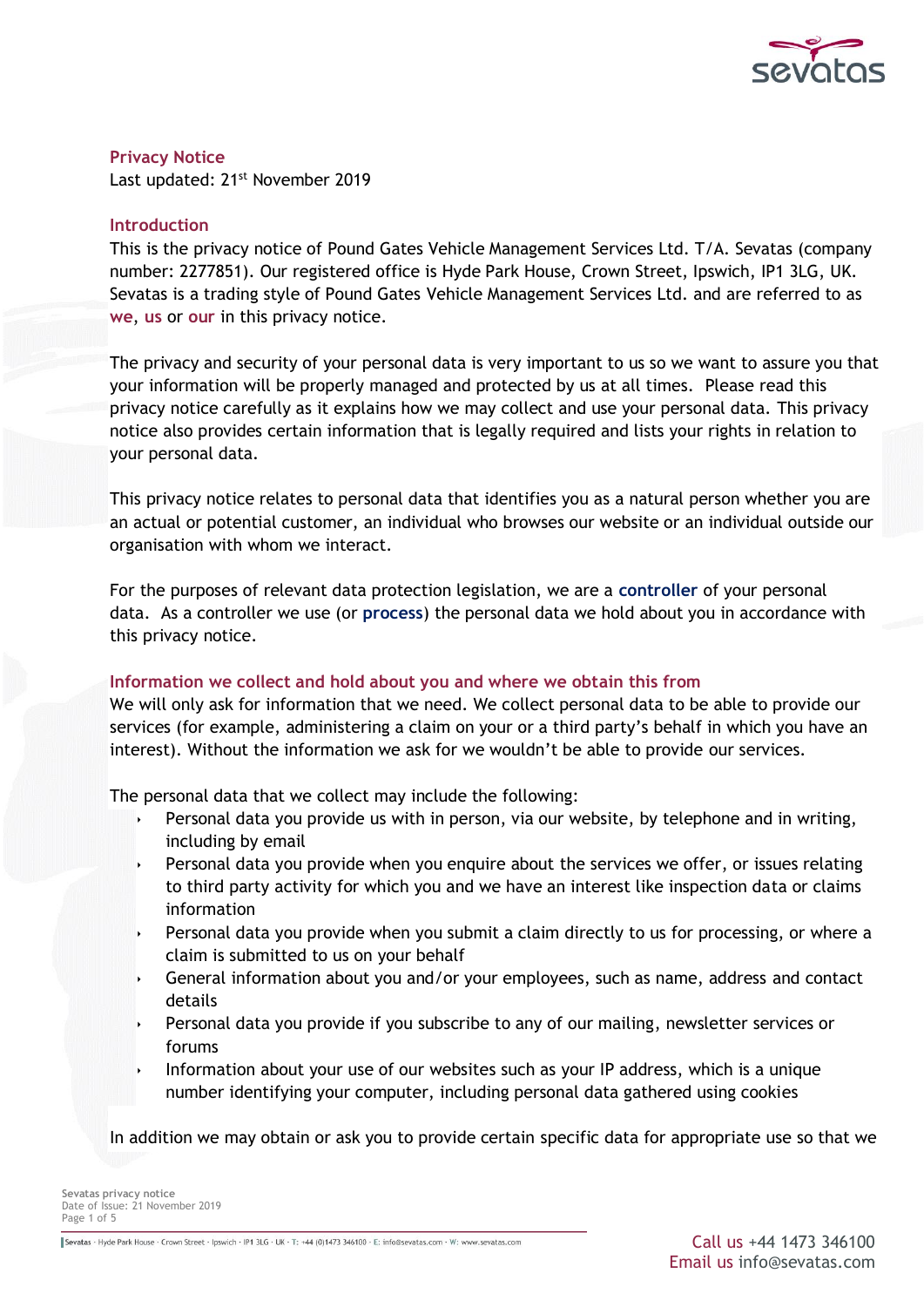# Privacy Notice

Last updated: 21st November 2019

## Introduction

This is the privacy notice of Pound Gates Vehicle Management Services Ltd. T/A. Sevatas (company number: 2277851). Our registered office is Hyde Park House, Crown Street, Ipswich, IP1 3LG, UK. Sevatas is a trading style of Pound Gates Vehicle Management Services Ltd. and are referred to as **we**, **us** or **our** in this privacy notice.

The privacy and security of your personal data is very important to us so we want to assure you that your information will be properly managed and protected by us at all times. Please read this privacy notice carefully as it explains how we may collect and use your personal data. This privacy notice also provides certain information that is legally required and lists your rights in relation to your personal data.

This privacy notice relates to personal data that identifies you as a natural person whether you are an actual or potential customer, an individual who browses our website or an individual outside our organisation with whom we interact.

For the purposes of relevant data protection legislation, we are a **controller** of your personal data. As a controller we use (or **process**) the personal data we hold about you in accordance with this privacy notice.

## Information we collect and hold about you and where we obtain this from

We will only ask for information that we need. We collect personal data to be able to provide our services (for example, administering a claim on your or a third party's behalf in which you have an interest). Without the information we ask for we wouldn't be able to provide our services.

The personal data that we collect may include the following:

- Personal data you provide us with in person, via our website, by telephone and in writing, including by email
- Personal data you provide when you enquire about the services we offer, or issues relating to third party activity for which you and we have an interest like inspection data or claims information
- Personal data you provide when you submit a claim directly to us for processing, or where a claim is submitted to us on your behalf
- General information about you and/or your employees, such as name, address and contact details
- Personal data you provide if you subscribe to any of our mailing, newsletter services or forums
- Information about your use of our websites such as your IP address, which is a unique number identifying your computer, including personal data gathered using cookies

In addition we may obtain or ask you to provide certain specific data for appropriate use so that we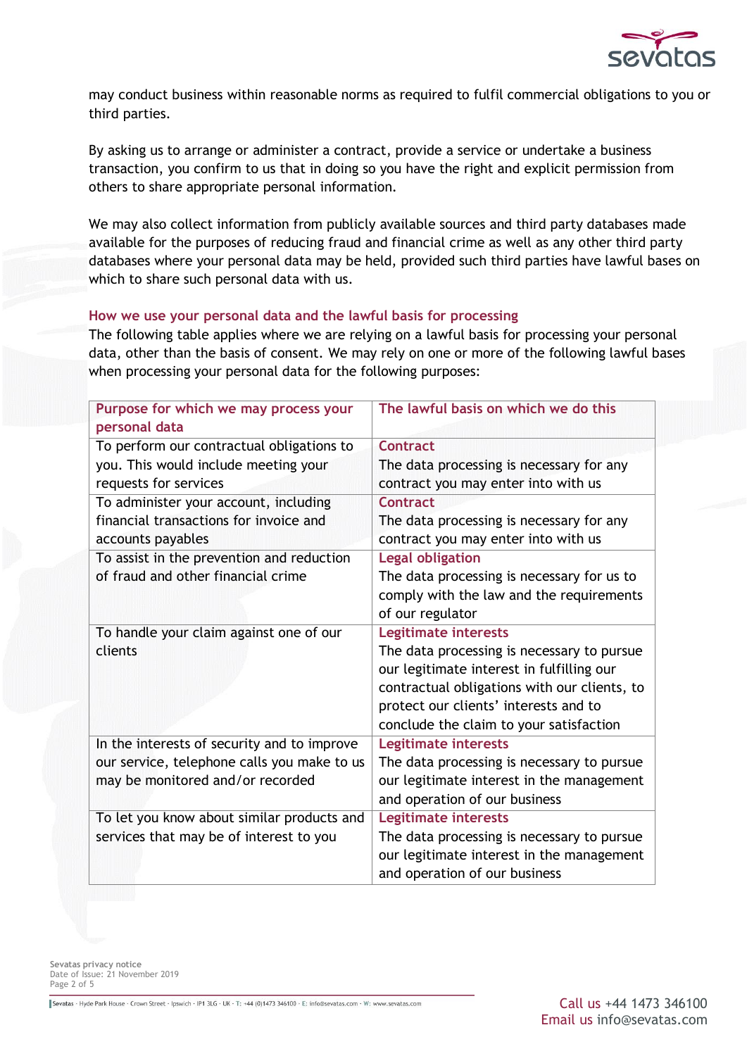may conduct business within reasonable norms as required to fulfil commercial obligations to you or third parties.

By asking us to arrange or administer a contract, provide a service or undertake a business transaction, you confirm to us that in doing so you have the right and explicit permission from others to share appropriate personal information.

We may also collect information from publicly available sources and third party databases made available for the purposes of reducing fraud and financial crime as well as any other third party databases where your personal data may be held, provided such third parties have lawful bases on which to share such personal data with us.

## How we use your personal data and the lawful basis for processing

The following table applies where we are relying on a lawful basis for processing your personal data, other than the basis of consent. We may rely on one or more of the following lawful bases when processing your personal data for the following purposes:

| Purpose for which we may process your personal data | The lawful basis on which we do this |
|---|---|
| To perform our contractual obligations to you. This would include meeting your requests for services | **Contract** The data processing is necessary for any contract you may enter into with us |
| To administer your account, including financial transactions for invoice and accounts payables | **Contract** The data processing is necessary for any contract you may enter into with us |
| To assist in the prevention and reduction of fraud and other financial crime | **Legal obligation** The data processing is necessary for us to comply with the law and the requirements of our regulator |
| To handle your claim against one of our clients | **Legitimate interests** The data processing is necessary to pursue our legitimate interest in fulfilling our contractual obligations with our clients, to protect our clients' interests and to conclude the claim to your satisfaction |
| In the interests of security and to improve our service, telephone calls you make to us may be monitored and/or recorded | **Legitimate interests** The data processing is necessary to pursue our legitimate interest in the management and operation of our business |
| To let you know about similar products and services that may be of interest to you | **Legitimate interests** The data processing is necessary to pursue our legitimate interest in the management and operation of our business |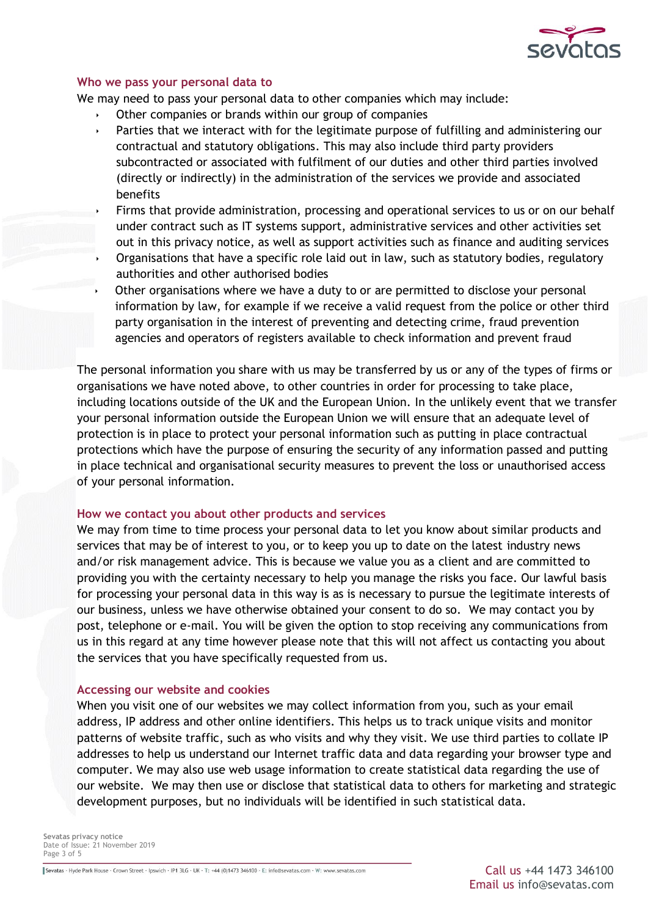## Who we pass your personal data to

We may need to pass your personal data to other companies which may include:

- Other companies or brands within our group of companies
- Parties that we interact with for the legitimate purpose of fulfilling and administering our contractual and statutory obligations. This may also include third party providers subcontracted or associated with fulfilment of our duties and other third parties involved (directly or indirectly) in the administration of the services we provide and associated benefits
- Firms that provide administration, processing and operational services to us or on our behalf under contract such as IT systems support, administrative services and other activities set out in this privacy notice, as well as support activities such as finance and auditing services
- Organisations that have a specific role laid out in law, such as statutory bodies, regulatory authorities and other authorised bodies
- Other organisations where we have a duty to or are permitted to disclose your personal information by law, for example if we receive a valid request from the police or other third party organisation in the interest of preventing and detecting crime, fraud prevention agencies and operators of registers available to check information and prevent fraud

The personal information you share with us may be transferred by us or any of the types of firms or organisations we have noted above, to other countries in order for processing to take place, including locations outside of the UK and the European Union. In the unlikely event that we transfer your personal information outside the European Union we will ensure that an adequate level of protection is in place to protect your personal information such as putting in place contractual protections which have the purpose of ensuring the security of any information passed and putting in place technical and organisational security measures to prevent the loss or unauthorised access of your personal information.

## How we contact you about other products and services

We may from time to time process your personal data to let you know about similar products and services that may be of interest to you, or to keep you up to date on the latest industry news and/or risk management advice. This is because we value you as a client and are committed to providing you with the certainty necessary to help you manage the risks you face. Our lawful basis for processing your personal data in this way is as is necessary to pursue the legitimate interests of our business, unless we have otherwise obtained your consent to do so. We may contact you by post, telephone or e-mail. You will be given the option to stop receiving any communications from us in this regard at any time however please note that this will not affect us contacting you about the services that you have specifically requested from us.

## Accessing our website and cookies

When you visit one of our websites we may collect information from you, such as your email address, IP address and other online identifiers. This helps us to track unique visits and monitor patterns of website traffic, such as who visits and why they visit. We use third parties to collate IP addresses to help us understand our Internet traffic data and data regarding your browser type and computer. We may also use web usage information to create statistical data regarding the use of our website. We may then use or disclose that statistical data to others for marketing and strategic development purposes, but no individuals will be identified in such statistical data.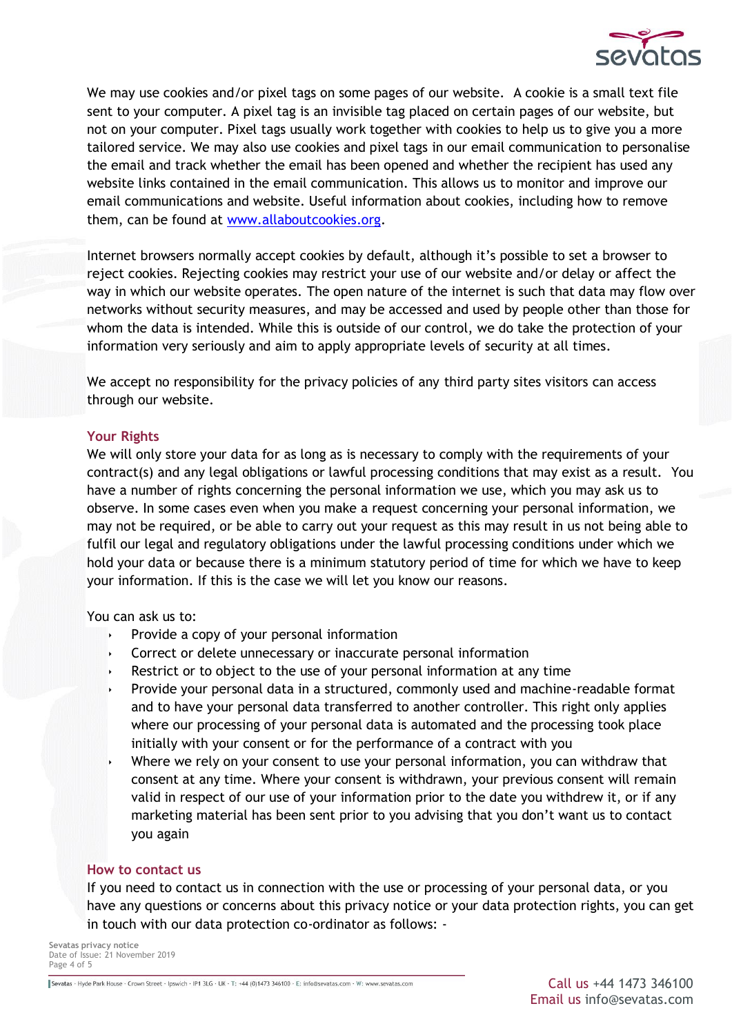We may use cookies and/or pixel tags on some pages of our website. A cookie is a small text file sent to your computer. A pixel tag is an invisible tag placed on certain pages of our website, but not on your computer. Pixel tags usually work together with cookies to help us to give you a more tailored service. We may also use cookies and pixel tags in our email communication to personalise the email and track whether the email has been opened and whether the recipient has used any website links contained in the email communication. This allows us to monitor and improve our email communications and website. Useful information about cookies, including how to remove them, can be found at [www.allaboutcookies.org](http://www.allaboutcookies.org).

Internet browsers normally accept cookies by default, although it's possible to set a browser to reject cookies. Rejecting cookies may restrict your use of our website and/or delay or affect the way in which our website operates. The open nature of the internet is such that data may flow over networks without security measures, and may be accessed and used by people other than those for whom the data is intended. While this is outside of our control, we do take the protection of your information very seriously and aim to apply appropriate levels of security at all times.

We accept no responsibility for the privacy policies of any third party sites visitors can access through our website.

## Your Rights

We will only store your data for as long as is necessary to comply with the requirements of your contract(s) and any legal obligations or lawful processing conditions that may exist as a result. You have a number of rights concerning the personal information we use, which you may ask us to observe. In some cases even when you make a request concerning your personal information, we may not be required, or be able to carry out your request as this may result in us not being able to fulfil our legal and regulatory obligations under the lawful processing conditions under which we hold your data or because there is a minimum statutory period of time for which we have to keep your information. If this is the case we will let you know our reasons.

You can ask us to:

- Provide a copy of your personal information
- Correct or delete unnecessary or inaccurate personal information
- Restrict or to object to the use of your personal information at any time
- Provide your personal data in a structured, commonly used and machine-readable format and to have your personal data transferred to another controller. This right only applies where our processing of your personal data is automated and the processing took place initially with your consent or for the performance of a contract with you
- Where we rely on your consent to use your personal information, you can withdraw that consent at any time. Where your consent is withdrawn, your previous consent will remain valid in respect of our use of your information prior to the date you withdrew it, or if any marketing material has been sent prior to you advising that you don't want us to contact you again

## How to contact us

If you need to contact us in connection with the use or processing of your personal data, or you have any questions or concerns about this privacy notice or your data protection rights, you can get in touch with our data protection co-ordinator as follows: -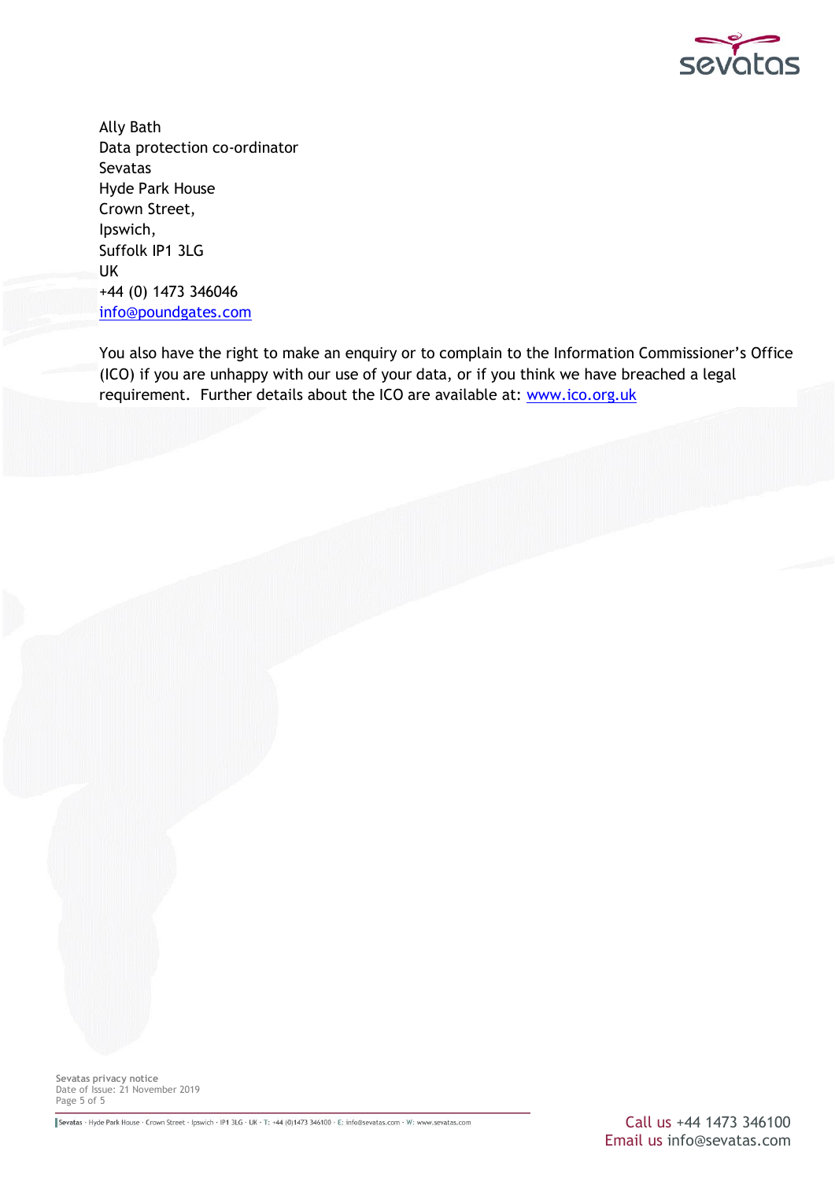Ally Bath
Data protection co-ordinator
Sevatas
Hyde Park House
Crown Street,
Ipswich,
Suffolk IP1 3LG
UK
+44 (0) 1473 346046
info@poundgates.com

You also have the right to make an enquiry or to complain to the Information Commissioner's Office (ICO) if you are unhappy with our use of your data, or if you think we have breached a legal requirement. Further details about the ICO are available at: www.ico.org.uk